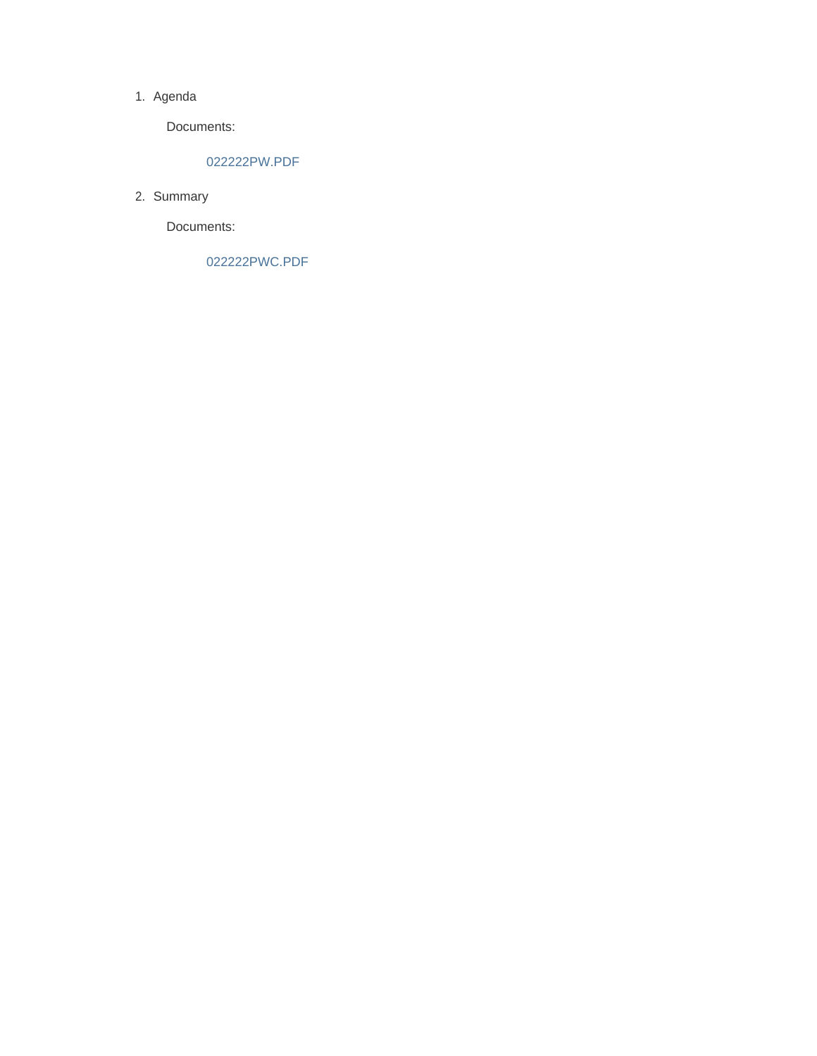1. Agenda

   Documents:

   022222PW.PDF

2. Summary

   Documents:

   022222PWC.PDF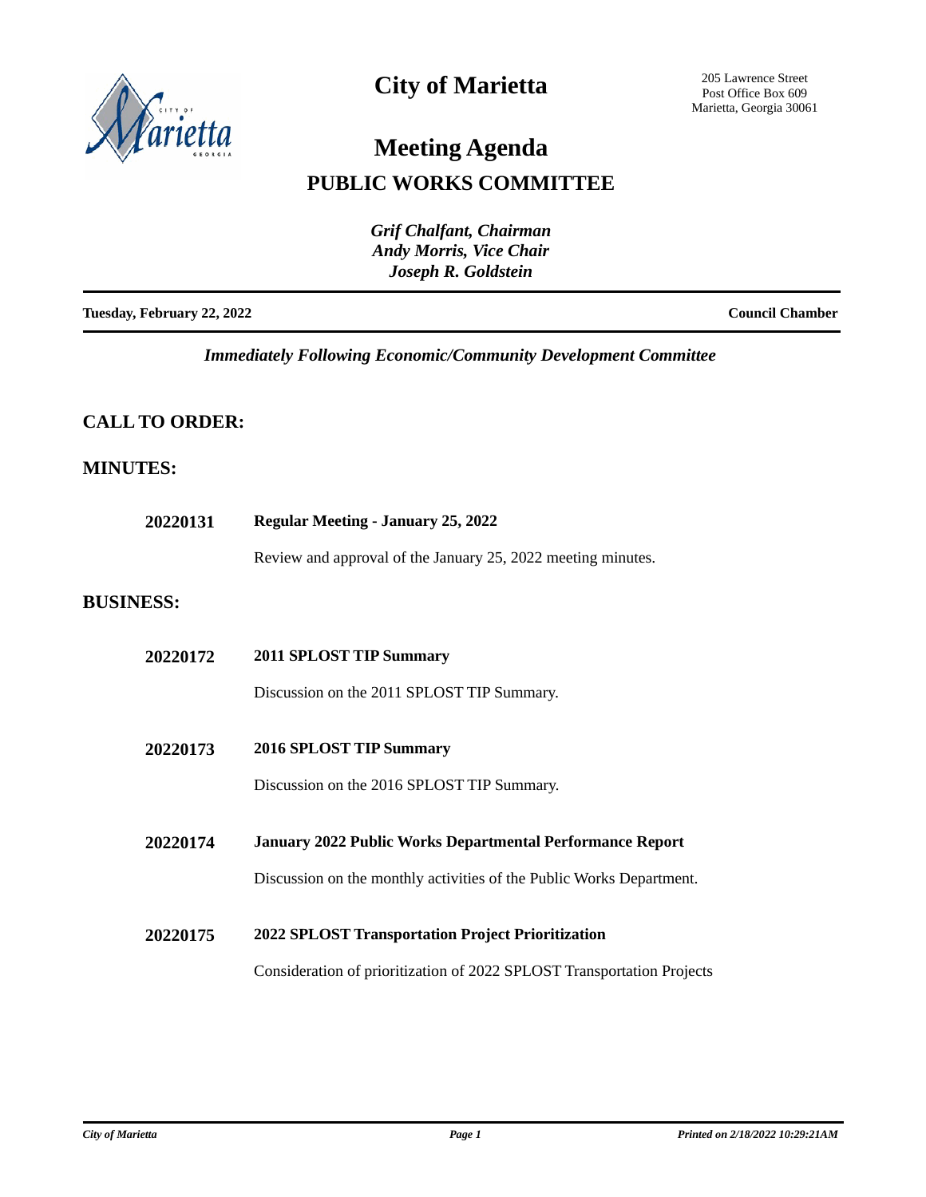# City of Marietta

205 Lawrence Street
Post Office Box 609
Marietta, Georgia 30061

# Meeting Agenda

## PUBLIC WORKS COMMITTEE

*Grif Chalfant, Chairman*
*Andy Morris, Vice Chair*
*Joseph R. Goldstein*

**Tuesday, February 22, 2022** — **Council Chamber**

*Immediately Following Economic/Community Development Committee*

## CALL TO ORDER:

## MINUTES:

**20220131** — **Regular Meeting - January 25, 2022**

Review and approval of the January 25, 2022 meeting minutes.

## BUSINESS:

**20220172** — **2011 SPLOST TIP Summary**

Discussion on the 2011 SPLOST TIP Summary.

**20220173** — **2016 SPLOST TIP Summary**

Discussion on the 2016 SPLOST TIP Summary.

**20220174** — **January 2022 Public Works Departmental Performance Report**

Discussion on the monthly activities of the Public Works Department.

**20220175** — **2022 SPLOST Transportation Project Prioritization**

Consideration of prioritization of 2022 SPLOST Transportation Projects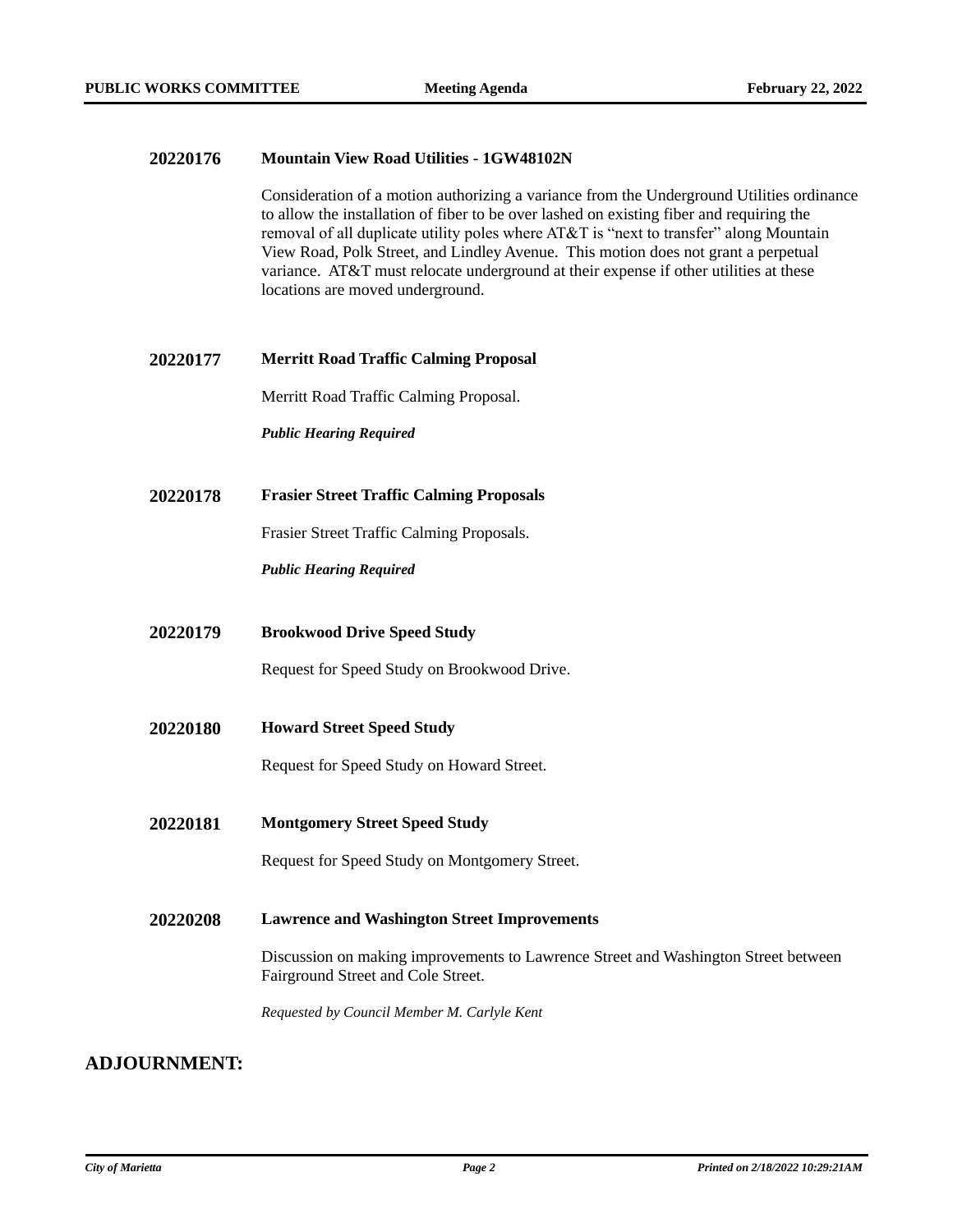**20220176** **Mountain View Road Utilities - 1GW48102N**

Consideration of a motion authorizing a variance from the Underground Utilities ordinance to allow the installation of fiber to be over lashed on existing fiber and requiring the removal of all duplicate utility poles where AT&T is "next to transfer" along Mountain View Road, Polk Street, and Lindley Avenue. This motion does not grant a perpetual variance. AT&T must relocate underground at their expense if other utilities at these locations are moved underground.

**20220177** **Merritt Road Traffic Calming Proposal**

Merritt Road Traffic Calming Proposal.

***Public Hearing Required***

**20220178** **Frasier Street Traffic Calming Proposals**

Frasier Street Traffic Calming Proposals.

***Public Hearing Required***

**20220179** **Brookwood Drive Speed Study**

Request for Speed Study on Brookwood Drive.

**20220180** **Howard Street Speed Study**

Request for Speed Study on Howard Street.

**20220181** **Montgomery Street Speed Study**

Request for Speed Study on Montgomery Street.

**20220208** **Lawrence and Washington Street Improvements**

Discussion on making improvements to Lawrence Street and Washington Street between Fairground Street and Cole Street.

*Requested by Council Member M. Carlyle Kent*

## ADJOURNMENT: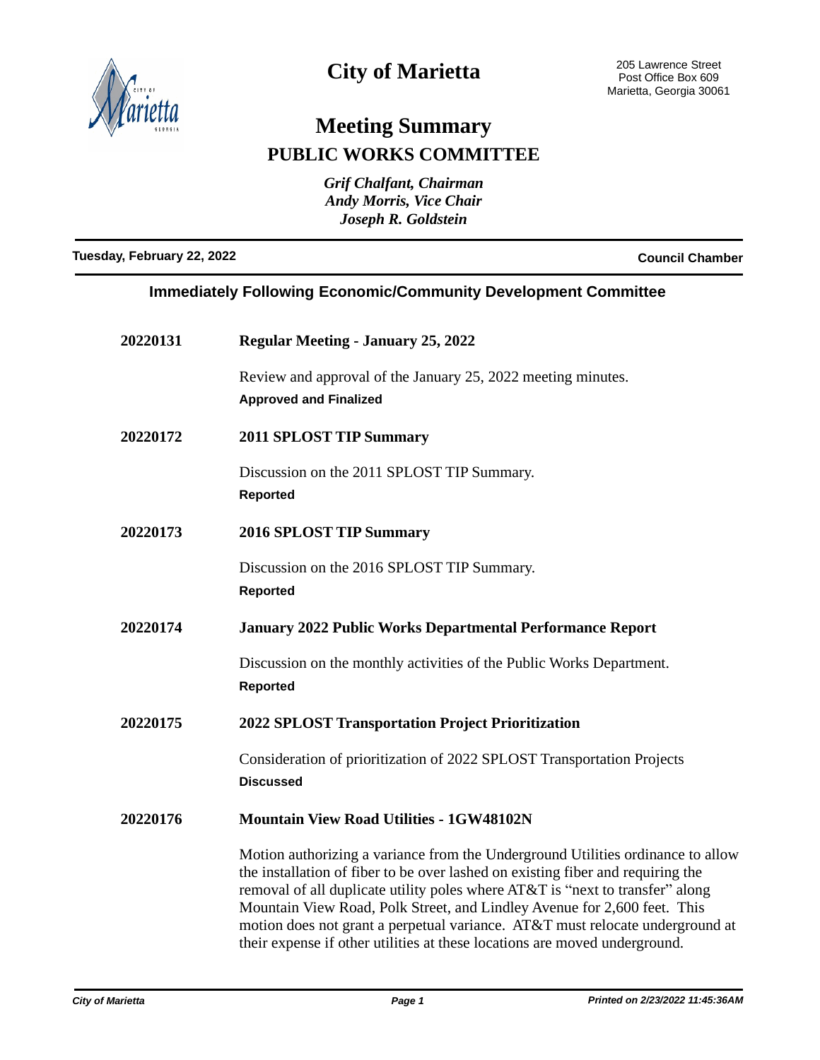# City of Marietta

205 Lawrence Street
Post Office Box 609
Marietta, Georgia 30061

## Meeting Summary

## PUBLIC WORKS COMMITTEE

*Grif Chalfant, Chairman*
*Andy Morris, Vice Chair*
*Joseph R. Goldstein*

**Tuesday, February 22, 2022** **Council Chamber**

### Immediately Following Economic/Community Development Committee

**20220131** **Regular Meeting - January 25, 2022**

Review and approval of the January 25, 2022 meeting minutes.

**Approved and Finalized**

**20220172** **2011 SPLOST TIP Summary**

Discussion on the 2011 SPLOST TIP Summary.

**Reported**

**20220173** **2016 SPLOST TIP Summary**

Discussion on the 2016 SPLOST TIP Summary.

**Reported**

**20220174** **January 2022 Public Works Departmental Performance Report**

Discussion on the monthly activities of the Public Works Department.

**Reported**

**20220175** **2022 SPLOST Transportation Project Prioritization**

Consideration of prioritization of 2022 SPLOST Transportation Projects

**Discussed**

**20220176** **Mountain View Road Utilities - 1GW48102N**

Motion authorizing a variance from the Underground Utilities ordinance to allow the installation of fiber to be over lashed on existing fiber and requiring the removal of all duplicate utility poles where AT&T is "next to transfer" along Mountain View Road, Polk Street, and Lindley Avenue for 2,600 feet. This motion does not grant a perpetual variance. AT&T must relocate underground at their expense if other utilities at these locations are moved underground.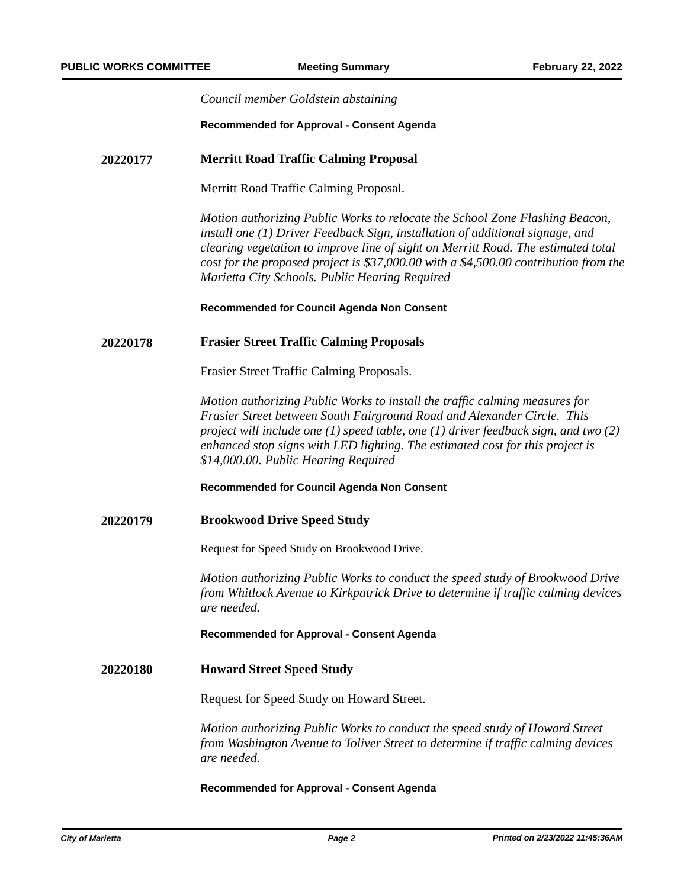*Council member Goldstein abstaining*

**Recommended for Approval - Consent Agenda**

**20220177 Merritt Road Traffic Calming Proposal**

Merritt Road Traffic Calming Proposal.

*Motion authorizing Public Works to relocate the School Zone Flashing Beacon, install one (1) Driver Feedback Sign, installation of additional signage, and clearing vegetation to improve line of sight on Merritt Road. The estimated total cost for the proposed project is $37,000.00 with a $4,500.00 contribution from the Marietta City Schools. Public Hearing Required*

**Recommended for Council Agenda Non Consent**

**20220178 Frasier Street Traffic Calming Proposals**

Frasier Street Traffic Calming Proposals.

*Motion authorizing Public Works to install the traffic calming measures for Frasier Street between South Fairground Road and Alexander Circle. This project will include one (1) speed table, one (1) driver feedback sign, and two (2) enhanced stop signs with LED lighting. The estimated cost for this project is $14,000.00. Public Hearing Required*

**Recommended for Council Agenda Non Consent**

**20220179 Brookwood Drive Speed Study**

Request for Speed Study on Brookwood Drive.

*Motion authorizing Public Works to conduct the speed study of Brookwood Drive from Whitlock Avenue to Kirkpatrick Drive to determine if traffic calming devices are needed.*

**Recommended for Approval - Consent Agenda**

**20220180 Howard Street Speed Study**

Request for Speed Study on Howard Street.

*Motion authorizing Public Works to conduct the speed study of Howard Street from Washington Avenue to Toliver Street to determine if traffic calming devices are needed.*

**Recommended for Approval - Consent Agenda**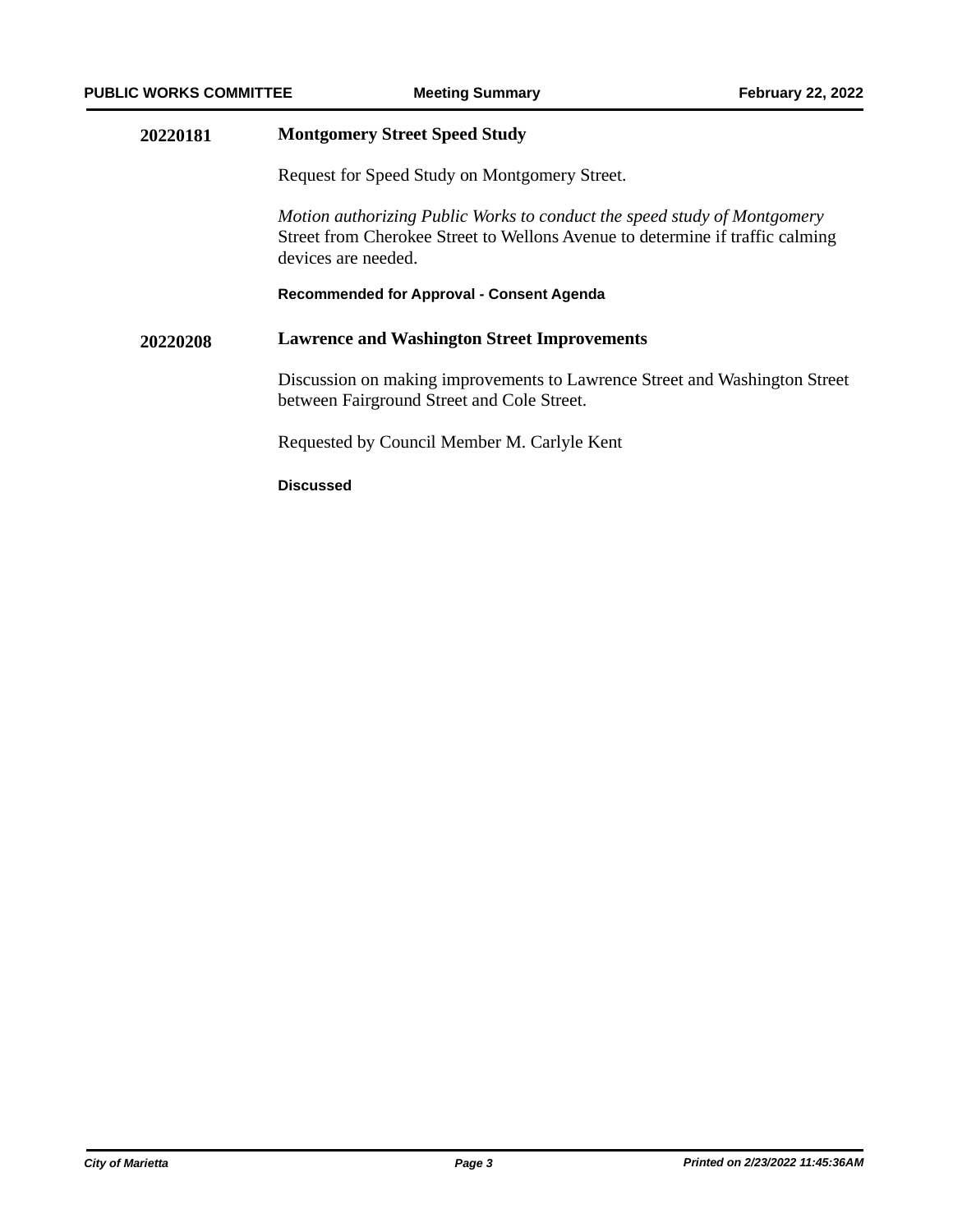**20220181** **Montgomery Street Speed Study**

Request for Speed Study on Montgomery Street.

*Motion authorizing Public Works to conduct the speed study of Montgomery* Street from Cherokee Street to Wellons Avenue to determine if traffic calming devices are needed.

**Recommended for Approval - Consent Agenda**

**20220208** **Lawrence and Washington Street Improvements**

Discussion on making improvements to Lawrence Street and Washington Street between Fairground Street and Cole Street.

Requested by Council Member M. Carlyle Kent

**Discussed**